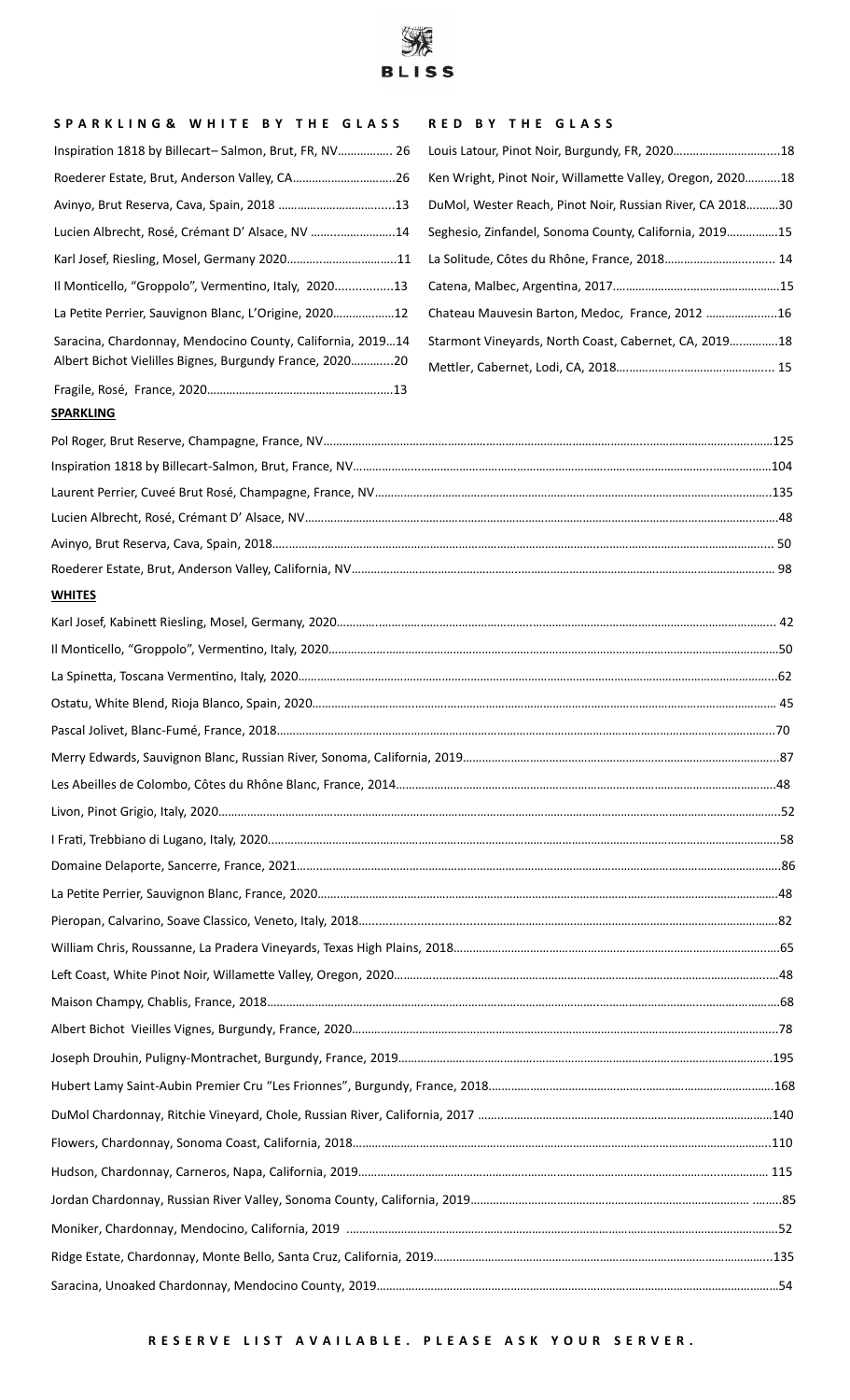# BLISS

## SPARKLING & WHITE BY THE GLASS

- Inspiration 1818 by Billecart– Salmon, Brut, FR, NV ................ 26
- Roederer Estate, Brut, Anderson Valley, CA ................................26
- Avinyo, Brut Reserva, Cava, Spain, 2018 .....................................13
- Lucien Albrecht, Rosé, Crémant D' Alsace, NV ..........................14
- Karl Josef, Riesling, Mosel, Germany 2020....................................11
- Il Monticello, "Groppolo", Vermentino, Italy, 2020.................13
- La Petite Perrier, Sauvignon Blanc, L'Origine, 2020...................12
- Saracina, Chardonnay, Mendocino County, California, 2019...14
- Albert Bichot Vielilles Bignes, Burgundy France, 2020.............20
- Fragile, Rosé, France, 2020..........................................................13

## RED BY THE GLASS

- Louis Latour, Pinot Noir, Burgundy, FR, 2020.................................18
- Ken Wright, Pinot Noir, Willamette Valley, Oregon, 2020...........18
- DuMol, Wester Reach, Pinot Noir, Russian River, CA 2018..........30
- Seghesio, Zinfandel, Sonoma County, California, 2019................15
- La Solitude, Côtes du Rhône, France, 2018.................................. 14
- Catena, Malbec, Argentina, 2017....................................................15
- Chateau Mauvesin Barton, Medoc, France, 2012 ......................16
- Starmont Vineyards, North Coast, Cabernet, CA, 2019...............18
- Mettler, Cabernet, Lodi, CA, 2018................................................. 15

## SPARKLING

- Pol Roger, Brut Reserve, Champagne, France, NV.......125
- Inspiration 1818 by Billecart-Salmon, Brut, France, NV.......104
- Laurent Perrier, Cuveé Brut Rosé, Champagne, France, NV.......135
- Lucien Albrecht, Rosé, Crémant D' Alsace, NV.......48
- Avinyo, Brut Reserva, Cava, Spain, 2018....... 50
- Roederer Estate, Brut, Anderson Valley, California, NV....... 98

## WHITES

- Karl Josef, Kabinett Riesling, Mosel, Germany, 2020....... 42
- Il Monticello, "Groppolo", Vermentino, Italy, 2020.......50
- La Spinetta, Toscana Vermentino, Italy, 2020.......62
- Ostatu, White Blend, Rioja Blanco, Spain, 2020....... 45
- Pascal Jolivet, Blanc-Fumé, France, 2018.......70
- Merry Edwards, Sauvignon Blanc, Russian River, Sonoma, California, 2019.......87
- Les Abeilles de Colombo, Côtes du Rhône Blanc, France, 2014.......48
- Livon, Pinot Grigio, Italy, 2020.......52
- I Frati, Trebbiano di Lugano, Italy, 2020.......58
- Domaine Delaporte, Sancerre, France, 2021.......86
- La Petite Perrier, Sauvignon Blanc, France, 2020.......48
- Pieropan, Calvarino, Soave Classico, Veneto, Italy, 2018.......82
- William Chris, Roussanne, La Pradera Vineyards, Texas High Plains, 2018.......65
- Left Coast, White Pinot Noir, Willamette Valley, Oregon, 2020.......48
- Maison Champy, Chablis, France, 2018.......68
- Albert Bichot Vieilles Vignes, Burgundy, France, 2020.......78
- Joseph Drouhin, Puligny-Montrachet, Burgundy, France, 2019.......195
- Hubert Lamy Saint-Aubin Premier Cru "Les Frionnes", Burgundy, France, 2018.......168
- DuMol Chardonnay, Ritchie Vineyard, Chole, Russian River, California, 2017 .......140
- Flowers, Chardonnay, Sonoma Coast, California, 2018.......110
- Hudson, Chardonnay, Carneros, Napa, California, 2019....... 115
- Jordan Chardonnay, Russian River Valley, Sonoma County, California, 2019.......85
- Moniker, Chardonnay, Mendocino, California, 2019 .......52
- Ridge Estate, Chardonnay, Monte Bello, Santa Cruz, California, 2019.......135
- Saracina, Unoaked Chardonnay, Mendocino County, 2019.......54

**RESERVE LIST AVAILABLE. PLEASE ASK YOUR SERVER.**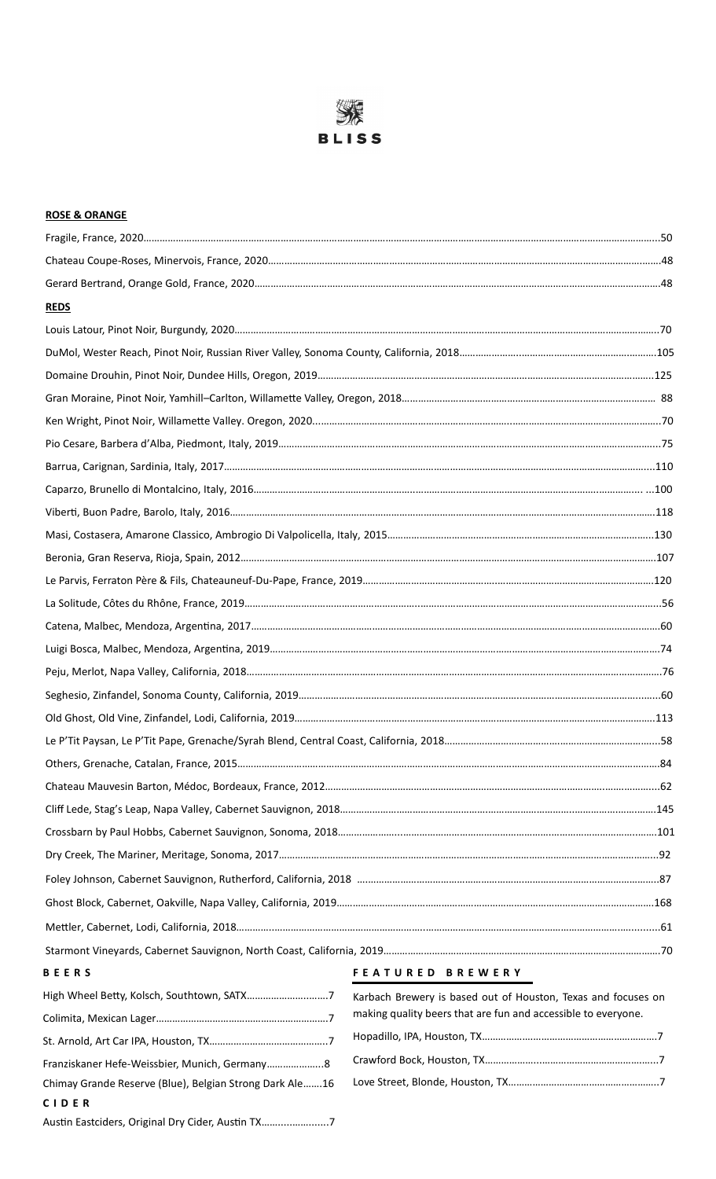BLISS

**ROSE & ORANGE**

Fragile, France, 2020……50

Chateau Coupe-Roses, Minervois, France, 2020……48

Gerard Bertrand, Orange Gold, France, 2020……48

**REDS**

Louis Latour, Pinot Noir, Burgundy, 2020……70

DuMol, Wester Reach, Pinot Noir, Russian River Valley, Sonoma County, California, 2018……105

Domaine Drouhin, Pinot Noir, Dundee Hills, Oregon, 2019……125

Gran Moraine, Pinot Noir, Yamhill–Carlton, Willamette Valley, Oregon, 2018…… 88

Ken Wright, Pinot Noir, Willamette Valley. Oregon, 2020……70

Pio Cesare, Barbera d'Alba, Piedmont, Italy, 2019……75

Barrua, Carignan, Sardinia, Italy, 2017……110

Caparzo, Brunello di Montalcino, Italy, 2016……100

Viberti, Buon Padre, Barolo, Italy, 2016……118

Masi, Costasera, Amarone Classico, Ambrogio Di Valpolicella, Italy, 2015……130

Beronia, Gran Reserva, Rioja, Spain, 2012……107

Le Parvis, Ferraton Père & Fils, Chateauneuf-Du-Pape, France, 2019……120

La Solitude, Côtes du Rhône, France, 2019……56

Catena, Malbec, Mendoza, Argentina, 2017……60

Luigi Bosca, Malbec, Mendoza, Argentina, 2019……74

Peju, Merlot, Napa Valley, California, 2018……76

Seghesio, Zinfandel, Sonoma County, California, 2019……60

Old Ghost, Old Vine, Zinfandel, Lodi, California, 2019……113

Le P'Tit Paysan, Le P'Tit Pape, Grenache/Syrah Blend, Central Coast, California, 2018……58

Others, Grenache, Catalan, France, 2015……84

Chateau Mauvesin Barton, Médoc, Bordeaux, France, 2012……62

Cliff Lede, Stag's Leap, Napa Valley, Cabernet Sauvignon, 2018……145

Crossbarn by Paul Hobbs, Cabernet Sauvignon, Sonoma, 2018……101

Dry Creek, The Mariner, Meritage, Sonoma, 2017……92

Foley Johnson, Cabernet Sauvignon, Rutherford, California, 2018……87

Ghost Block, Cabernet, Oakville, Napa Valley, California, 2019……168

Mettler, Cabernet, Lodi, California, 2018……61

Starmont Vineyards, Cabernet Sauvignon, North Coast, California, 2019……70

**BEERS**

High Wheel Betty, Kolsch, Southtown, SATX……7

Colimita, Mexican Lager……7

St. Arnold, Art Car IPA, Houston, TX……7

Franziskaner Hefe-Weissbier, Munich, Germany……8

Chimay Grande Reserve (Blue), Belgian Strong Dark Ale……16

**CIDER**

Austin Eastciders, Original Dry Cider, Austin TX……7

**FEATURED BREWERY**

Karbach Brewery is based out of Houston, Texas and focuses on making quality beers that are fun and accessible to everyone.

Hopadillo, IPA, Houston, TX……7

Crawford Bock, Houston, TX……7

Love Street, Blonde, Houston, TX……7